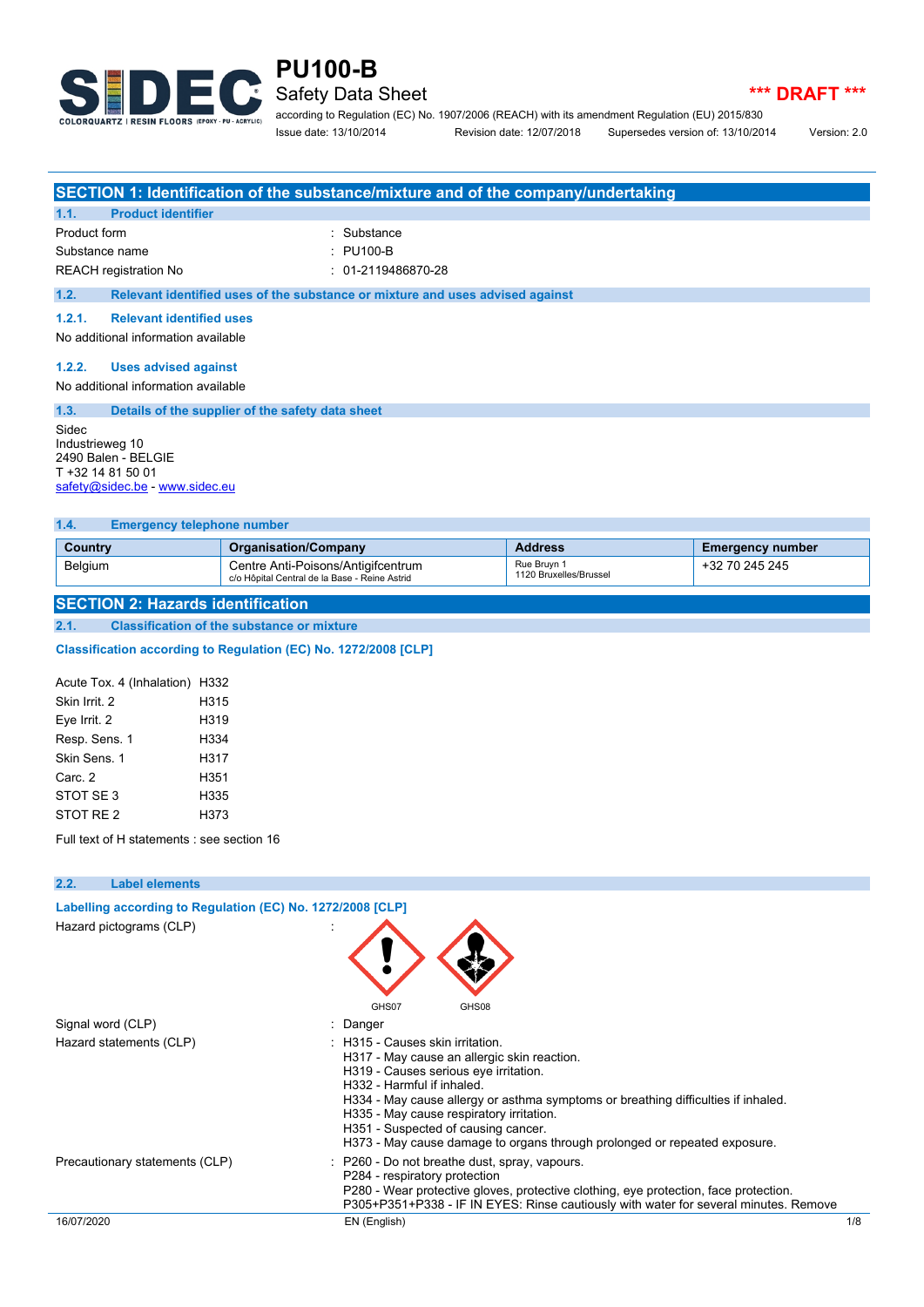# PU100-B

## Safety Data Sheet

*** DRAFT ***

according to Regulation (EC) No. 1907/2006 (REACH) with its amendment Regulation (EU) 2015/830

Issue date: 13/10/2014 Revision date: 12/07/2018 Supersedes version of: 13/10/2014 Version: 2.0

## SECTION 1: Identification of the substance/mixture and of the company/undertaking

### 1.1. Product identifier

| | |
|---|---|
| Product form | : Substance |
| Substance name | : PU100-B |
| REACH registration No | : 01-2119486870-28 |

### 1.2. Relevant identified uses of the substance or mixture and uses advised against

#### 1.2.1. Relevant identified uses

No additional information available

#### 1.2.2. Uses advised against

No additional information available

### 1.3. Details of the supplier of the safety data sheet

Sidec
Industrieweg 10
2490 Balen - BELGIE
T +32 14 81 50 01
safety@sidec.be - www.sidec.eu

### 1.4. Emergency telephone number

| Country | Organisation/Company | Address | Emergency number |
|---|---|---|---|
| Belgium | Centre Anti-Poisons/Antigifcentrum<br>c/o Hôpital Central de la Base - Reine Astrid | Rue Bruyn 1<br>1120 Bruxelles/Brussel | +32 70 245 245 |

## SECTION 2: Hazards identification

### 2.1. Classification of the substance or mixture

**Classification according to Regulation (EC) No. 1272/2008 [CLP]**

| | |
|---|---|
| Acute Tox. 4 (Inhalation) | H332 |
| Skin Irrit. 2 | H315 |
| Eye Irrit. 2 | H319 |
| Resp. Sens. 1 | H334 |
| Skin Sens. 1 | H317 |
| Carc. 2 | H351 |
| STOT SE 3 | H335 |
| STOT RE 2 | H373 |

Full text of H statements : see section 16

### 2.2. Label elements

**Labelling according to Regulation (EC) No. 1272/2008 [CLP]**

Hazard pictograms (CLP) : GHS07 GHS08

Signal word (CLP) : Danger

Hazard statements (CLP) :
- H315 - Causes skin irritation.
- H317 - May cause an allergic skin reaction.
- H319 - Causes serious eye irritation.
- H332 - Harmful if inhaled.
- H334 - May cause allergy or asthma symptoms or breathing difficulties if inhaled.
- H335 - May cause respiratory irritation.
- H351 - Suspected of causing cancer.
- H373 - May cause damage to organs through prolonged or repeated exposure.

Precautionary statements (CLP) :
- P260 - Do not breathe dust, spray, vapours.
- P284 - respiratory protection
- P280 - Wear protective gloves, protective clothing, eye protection, face protection.
- P305+P351+P338 - IF IN EYES: Rinse cautiously with water for several minutes. Remove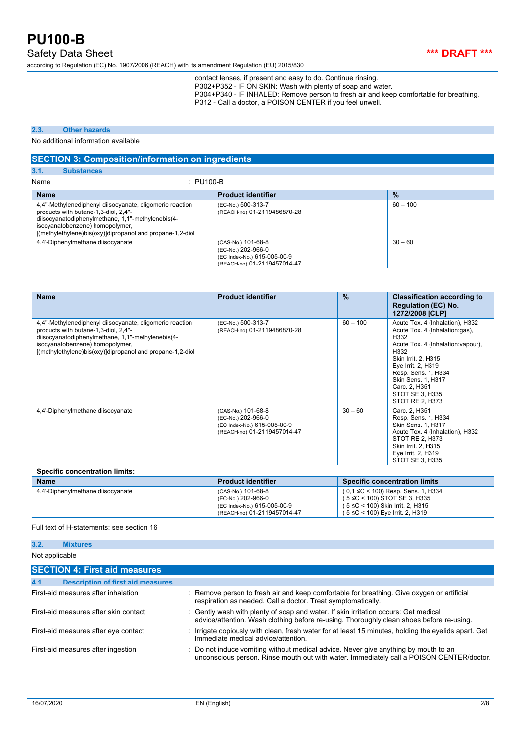contact lenses, if present and easy to do. Continue rinsing.
P302+P352 - IF ON SKIN: Wash with plenty of soap and water.
P304+P340 - IF INHALED: Remove person to fresh air and keep comfortable for breathing.
P312 - Call a doctor, a POISON CENTER if you feel unwell.

### 2.3. Other hazards

No additional information available

## SECTION 3: Composition/information on ingredients

### 3.1. Substances

Name : PU100-B

| Name | Product identifier | % |
|---|---|---|
| 4,4''-Methylenediphenyl diisocyanate, oligomeric reaction products with butane-1,3-diol, 2,4''-diisocyanatodiphenylmethane, 1,1''-methylenebis(4-isocyanatobenzene) homopolymer, [(methylethylene)bis(oxy)]dipropanol and propane-1,2-diol | (EC-No.) 500-313-7<br>(REACH-no) 01-2119486870-28 | 60 – 100 |
| 4,4'-Diphenylmethane diisocyanate | (CAS-No.) 101-68-8<br>(EC-No.) 202-966-0<br>(EC Index-No.) 615-005-00-9<br>(REACH-no) 01-2119457014-47 | 30 – 60 |

| Name | Product identifier | % | Classification according to Regulation (EC) No. 1272/2008 [CLP] |
|---|---|---|---|
| 4,4''-Methylenediphenyl diisocyanate, oligomeric reaction products with butane-1,3-diol, 2,4''-diisocyanatodiphenylmethane, 1,1''-methylenebis(4-isocyanatobenzene) homopolymer, [(methylethylene)bis(oxy)]dipropanol and propane-1,2-diol | (EC-No.) 500-313-7<br>(REACH-no) 01-2119486870-28 | 60 – 100 | Acute Tox. 4 (Inhalation), H332<br>Acute Tox. 4 (Inhalation:gas), H332<br>Acute Tox. 4 (Inhalation:vapour), H332<br>Skin Irrit. 2, H315<br>Eye Irrit. 2, H319<br>Resp. Sens. 1, H334<br>Skin Sens. 1, H317<br>Carc. 2, H351<br>STOT SE 3, H335<br>STOT RE 2, H373 |
| 4,4'-Diphenylmethane diisocyanate | (CAS-No.) 101-68-8<br>(EC-No.) 202-966-0<br>(EC Index-No.) 615-005-00-9<br>(REACH-no) 01-2119457014-47 | 30 – 60 | Carc. 2, H351<br>Resp. Sens. 1, H334<br>Skin Sens. 1, H317<br>Acute Tox. 4 (Inhalation), H332<br>STOT RE 2, H373<br>Skin Irrit. 2, H315<br>Eye Irrit. 2, H319<br>STOT SE 3, H335 |

**Specific concentration limits:**

| Name | Product identifier | Specific concentration limits |
|---|---|---|
| 4,4'-Diphenylmethane diisocyanate | (CAS-No.) 101-68-8<br>(EC-No.) 202-966-0<br>(EC Index-No.) 615-005-00-9<br>(REACH-no) 01-2119457014-47 | ( 0,1 ≤C < 100) Resp. Sens. 1, H334<br>( 5 ≤C < 100) STOT SE 3, H335<br>( 5 ≤C < 100) Skin Irrit. 2, H315<br>( 5 ≤C < 100) Eye Irrit. 2, H319 |

Full text of H-statements: see section 16

### 3.2. Mixtures

Not applicable

## SECTION 4: First aid measures

### 4.1. Description of first aid measures

First-aid measures after inhalation : Remove person to fresh air and keep comfortable for breathing. Give oxygen or artificial respiration as needed. Call a doctor. Treat symptomatically.

First-aid measures after skin contact : Gently wash with plenty of soap and water. If skin irritation occurs: Get medical advice/attention. Wash clothing before re-using. Thoroughly clean shoes before re-using.

First-aid measures after eye contact : Irrigate copiously with clean, fresh water for at least 15 minutes, holding the eyelids apart. Get immediate medical advice/attention.

First-aid measures after ingestion : Do not induce vomiting without medical advice. Never give anything by mouth to an unconscious person. Rinse mouth out with water. Immediately call a POISON CENTER/doctor.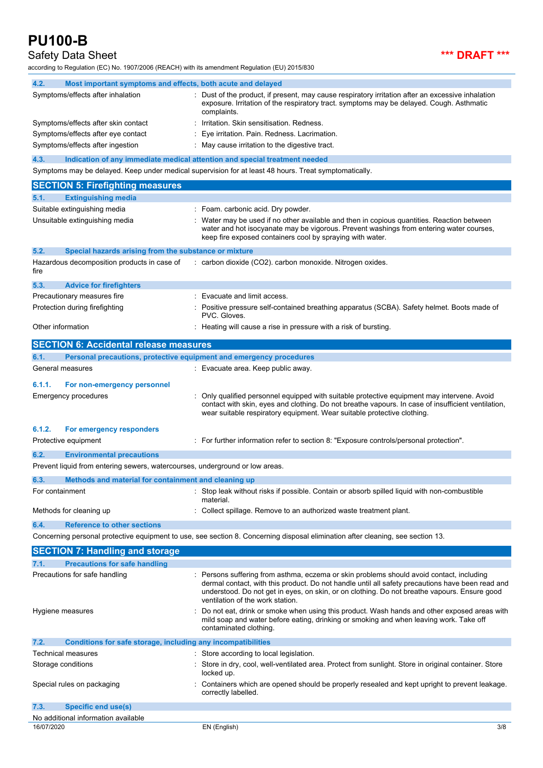### 4.2. Most important symptoms and effects, both acute and delayed

| | |
|---|---|
| Symptoms/effects after inhalation | : Dust of the product, if present, may cause respiratory irritation after an excessive inhalation exposure. Irritation of the respiratory tract. symptoms may be delayed. Cough. Asthmatic complaints. |
| Symptoms/effects after skin contact | : Irritation. Skin sensitisation. Redness. |
| Symptoms/effects after eye contact | : Eye irritation. Pain. Redness. Lacrimation. |
| Symptoms/effects after ingestion | : May cause irritation to the digestive tract. |

### 4.3. Indication of any immediate medical attention and special treatment needed

Symptoms may be delayed. Keep under medical supervision for at least 48 hours. Treat symptomatically.

## SECTION 5: Firefighting measures

### 5.1. Extinguishing media

| | |
|---|---|
| Suitable extinguishing media | : Foam. carbonic acid. Dry powder. |
| Unsuitable extinguishing media | : Water may be used if no other available and then in copious quantities. Reaction between water and hot isocyanate may be vigorous. Prevent washings from entering water courses, keep fire exposed containers cool by spraying with water. |

### 5.2. Special hazards arising from the substance or mixture

| | |
|---|---|
| Hazardous decomposition products in case of fire | : carbon dioxide ($CO_2$). carbon monoxide. Nitrogen oxides. |

### 5.3. Advice for firefighters

| | |
|---|---|
| Precautionary measures fire | : Evacuate and limit access. |
| Protection during firefighting | : Positive pressure self-contained breathing apparatus (SCBA). Safety helmet. Boots made of PVC. Gloves. |
| Other information | : Heating will cause a rise in pressure with a risk of bursting. |

## SECTION 6: Accidental release measures

### 6.1. Personal precautions, protective equipment and emergency procedures

| | |
|---|---|
| General measures | : Evacuate area. Keep public away. |

#### 6.1.1. For non-emergency personnel

| | |
|---|---|
| Emergency procedures | : Only qualified personnel equipped with suitable protective equipment may intervene. Avoid contact with skin, eyes and clothing. Do not breathe vapours. In case of insufficient ventilation, wear suitable respiratory equipment. Wear suitable protective clothing. |

#### 6.1.2. For emergency responders

| | |
|---|---|
| Protective equipment | : For further information refer to section 8: "Exposure controls/personal protection". |

### 6.2. Environmental precautions

Prevent liquid from entering sewers, watercourses, underground or low areas.

### 6.3. Methods and material for containment and cleaning up

| | |
|---|---|
| For containment | : Stop leak without risks if possible. Contain or absorb spilled liquid with non-combustible material. |
| Methods for cleaning up | : Collect spillage. Remove to an authorized waste treatment plant. |

### 6.4. Reference to other sections

Concerning personal protective equipment to use, see section 8. Concerning disposal elimination after cleaning, see section 13.

## SECTION 7: Handling and storage

### 7.1. Precautions for safe handling

| | |
|---|---|
| Precautions for safe handling | : Persons suffering from asthma, eczema or skin problems should avoid contact, including dermal contact, with this product. Do not handle until all safety precautions have been read and understood. Do not get in eyes, on skin, or on clothing. Do not breathe vapours. Ensure good ventilation of the work station. |
| Hygiene measures | : Do not eat, drink or smoke when using this product. Wash hands and other exposed areas with mild soap and water before eating, drinking or smoking and when leaving work. Take off contaminated clothing. |

### 7.2. Conditions for safe storage, including any incompatibilities

| | |
|---|---|
| Technical measures | : Store according to local legislation. |
| Storage conditions | : Store in dry, cool, well-ventilated area. Protect from sunlight. Store in original container. Store locked up. |
| Special rules on packaging | : Containers which are opened should be properly resealed and kept upright to prevent leakage. correctly labelled. |

### 7.3. Specific end use(s)

No additional information available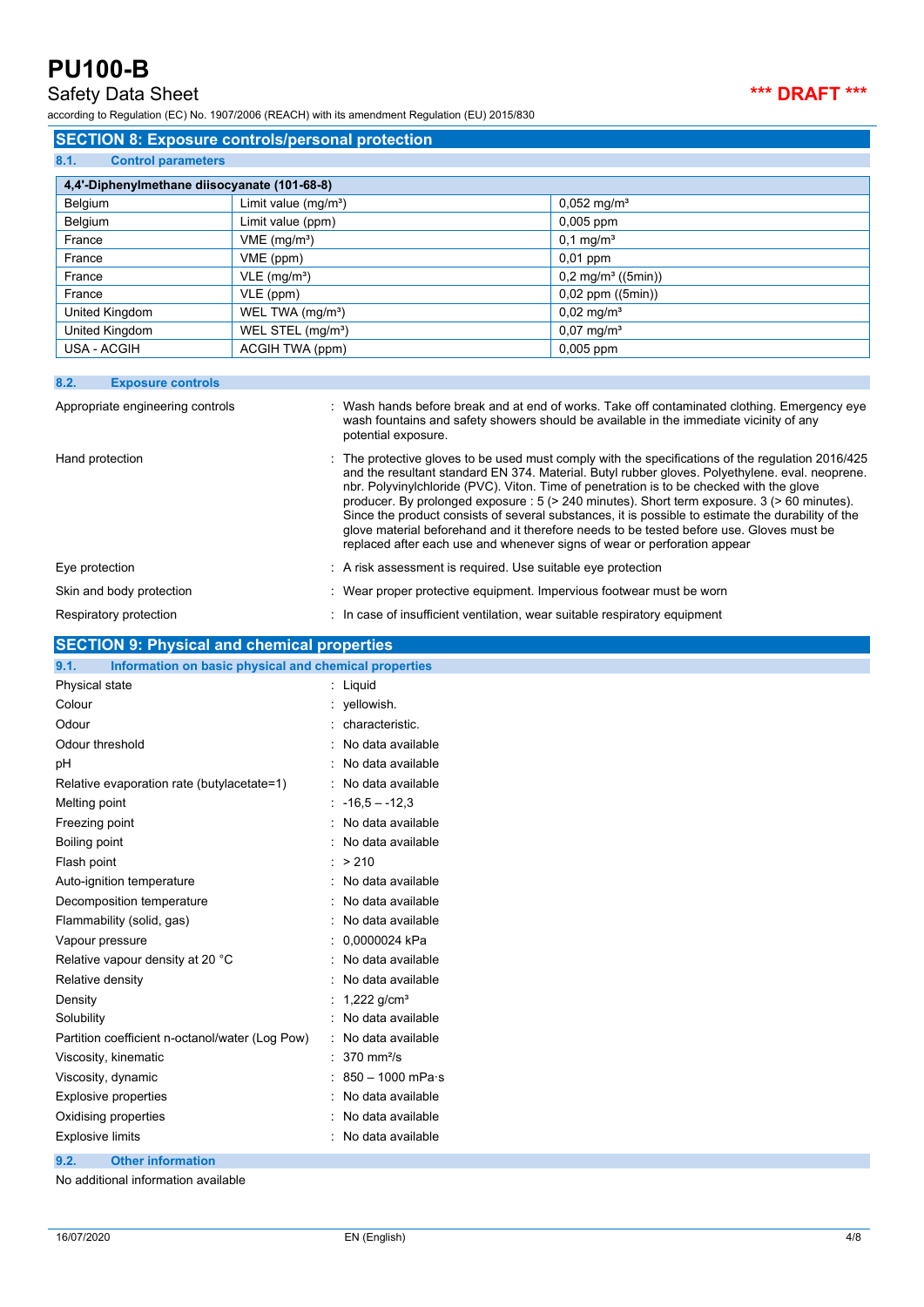## SECTION 8: Exposure controls/personal protection

### 8.1. Control parameters

| 4,4'-Diphenylmethane diisocyanate (101-68-8) | | |
|---|---|---|
| Belgium | Limit value (mg/m³) | 0,052 mg/m³ |
| Belgium | Limit value (ppm) | 0,005 ppm |
| France | VME (mg/m³) | 0,1 mg/m³ |
| France | VME (ppm) | 0,01 ppm |
| France | VLE (mg/m³) | 0,2 mg/m³ ((5min)) |
| France | VLE (ppm) | 0,02 ppm ((5min)) |
| United Kingdom | WEL TWA (mg/m³) | 0,02 mg/m³ |
| United Kingdom | WEL STEL (mg/m³) | 0,07 mg/m³ |
| USA - ACGIH | ACGIH TWA (ppm) | 0,005 ppm |

### 8.2. Exposure controls

Appropriate engineering controls : Wash hands before break and at end of works. Take off contaminated clothing. Emergency eye wash fountains and safety showers should be available in the immediate vicinity of any potential exposure.

Hand protection : The protective gloves to be used must comply with the specifications of the regulation 2016/425 and the resultant standard EN 374. Material. Butyl rubber gloves. Polyethylene. eval. neoprene. nbr. Polyvinylchloride (PVC). Viton. Time of penetration is to be checked with the glove producer. By prolonged exposure : 5 (> 240 minutes). Short term exposure. 3 (> 60 minutes). Since the product consists of several substances, it is possible to estimate the durability of the glove material beforehand and it therefore needs to be tested before use. Gloves must be replaced after each use and whenever signs of wear or perforation appear

Eye protection : A risk assessment is required. Use suitable eye protection

Skin and body protection : Wear proper protective equipment. Impervious footwear must be worn

Respiratory protection : In case of insufficient ventilation, wear suitable respiratory equipment

## SECTION 9: Physical and chemical properties

### 9.1. Information on basic physical and chemical properties

| | |
|---|---|
| Physical state | : Liquid |
| Colour | : yellowish. |
| Odour | : characteristic. |
| Odour threshold | : No data available |
| pH | : No data available |
| Relative evaporation rate (butylacetate=1) | : No data available |
| Melting point | : -16,5 – -12,3 |
| Freezing point | : No data available |
| Boiling point | : No data available |
| Flash point | : > 210 |
| Auto-ignition temperature | : No data available |
| Decomposition temperature | : No data available |
| Flammability (solid, gas) | : No data available |
| Vapour pressure | : 0,0000024 kPa |
| Relative vapour density at 20 °C | : No data available |
| Relative density | : No data available |
| Density | : 1,222 g/cm³ |
| Solubility | : No data available |
| Partition coefficient n-octanol/water (Log Pow) | : No data available |
| Viscosity, kinematic | : 370 mm²/s |
| Viscosity, dynamic | : 850 – 1000 mPa·s |
| Explosive properties | : No data available |
| Oxidising properties | : No data available |
| Explosive limits | : No data available |

### 9.2. Other information

No additional information available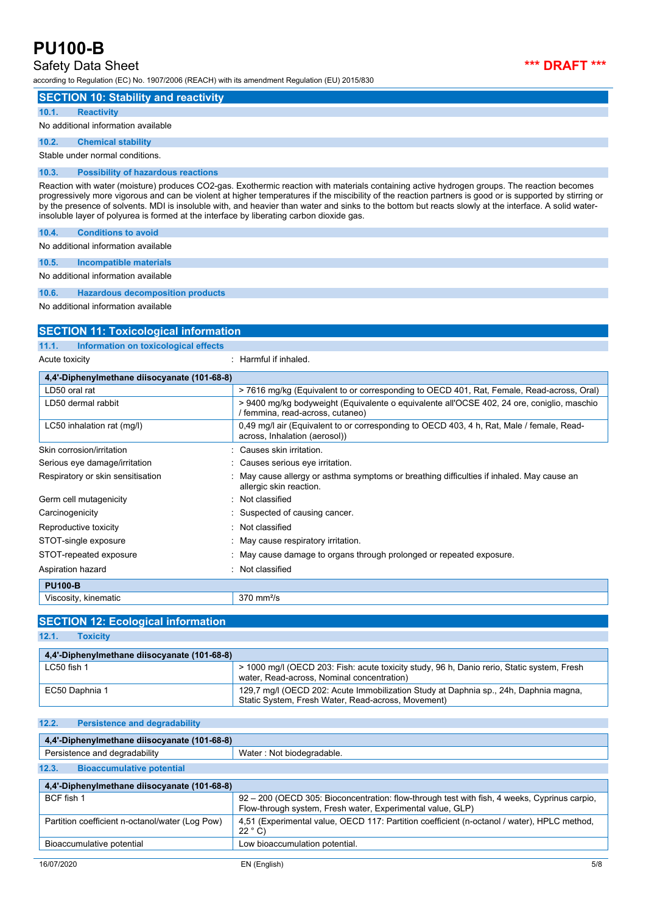## SECTION 10: Stability and reactivity

### 10.1. Reactivity

No additional information available

### 10.2. Chemical stability

Stable under normal conditions.

### 10.3. Possibility of hazardous reactions

Reaction with water (moisture) produces $CO_2$-gas. Exothermic reaction with materials containing active hydrogen groups. The reaction becomes progressively more vigorous and can be violent at higher temperatures if the miscibility of the reaction partners is good or is supported by stirring or by the presence of solvents. MDI is insoluble with, and heavier than water and sinks to the bottom but reacts slowly at the interface. A solid water-insoluble layer of polyurea is formed at the interface by liberating carbon dioxide gas.

### 10.4. Conditions to avoid

No additional information available

### 10.5. Incompatible materials

No additional information available

### 10.6. Hazardous decomposition products

No additional information available

## SECTION 11: Toxicological information

### 11.1. Information on toxicological effects

Acute toxicity : Harmful if inhaled.

| 4,4'-Diphenylmethane diisocyanate (101-68-8) | |
|---|---|
| LD50 oral rat | > 7616 mg/kg (Equivalent to or corresponding to OECD 401, Rat, Female, Read-across, Oral) |
| LD50 dermal rabbit | > 9400 mg/kg bodyweight (Equivalente o equivalente all'OCSE 402, 24 ore, coniglio, maschio / femmina, read-across, cutaneo) |
| LC50 inhalation rat (mg/l) | 0,49 mg/l air (Equivalent to or corresponding to OECD 403, 4 h, Rat, Male / female, Read-across, Inhalation (aerosol)) |

Skin corrosion/irritation : Causes skin irritation.

Serious eye damage/irritation : Causes serious eye irritation.

Respiratory or skin sensitisation : May cause allergy or asthma symptoms or breathing difficulties if inhaled. May cause an allergic skin reaction.

Germ cell mutagenicity : Not classified

Carcinogenicity : Suspected of causing cancer.

Reproductive toxicity : Not classified

STOT-single exposure : May cause respiratory irritation.

STOT-repeated exposure : May cause damage to organs through prolonged or repeated exposure.

Aspiration hazard : Not classified

| PU100-B | |
|---|---|
| Viscosity, kinematic | 370 $mm^2/s$ |

## SECTION 12: Ecological information

### 12.1. Toxicity

| 4,4'-Diphenylmethane diisocyanate (101-68-8) | |
|---|---|
| LC50 fish 1 | > 1000 mg/l (OECD 203: Fish: acute toxicity study, 96 h, Danio rerio, Static system, Fresh water, Read-across, Nominal concentration) |
| EC50 Daphnia 1 | 129,7 mg/l (OECD 202: Acute Immobilization Study at Daphnia sp., 24h, Daphnia magna, Static System, Fresh Water, Read-across, Movement) |

### 12.2. Persistence and degradability

| 4,4'-Diphenylmethane diisocyanate (101-68-8) | |
|---|---|
| Persistence and degradability | Water : Not biodegradable. |

### 12.3. Bioaccumulative potential

| 4,4'-Diphenylmethane diisocyanate (101-68-8) | |
|---|---|
| BCF fish 1 | 92 – 200 (OECD 305: Bioconcentration: flow-through test with fish, 4 weeks, Cyprinus carpio, Flow-through system, Fresh water, Experimental value, GLP) |
| Partition coefficient n-octanol/water (Log Pow) | 4,51 (Experimental value, OECD 117: Partition coefficient (n-octanol / water), HPLC method, 22 ° C) |
| Bioaccumulative potential | Low bioaccumulation potential. |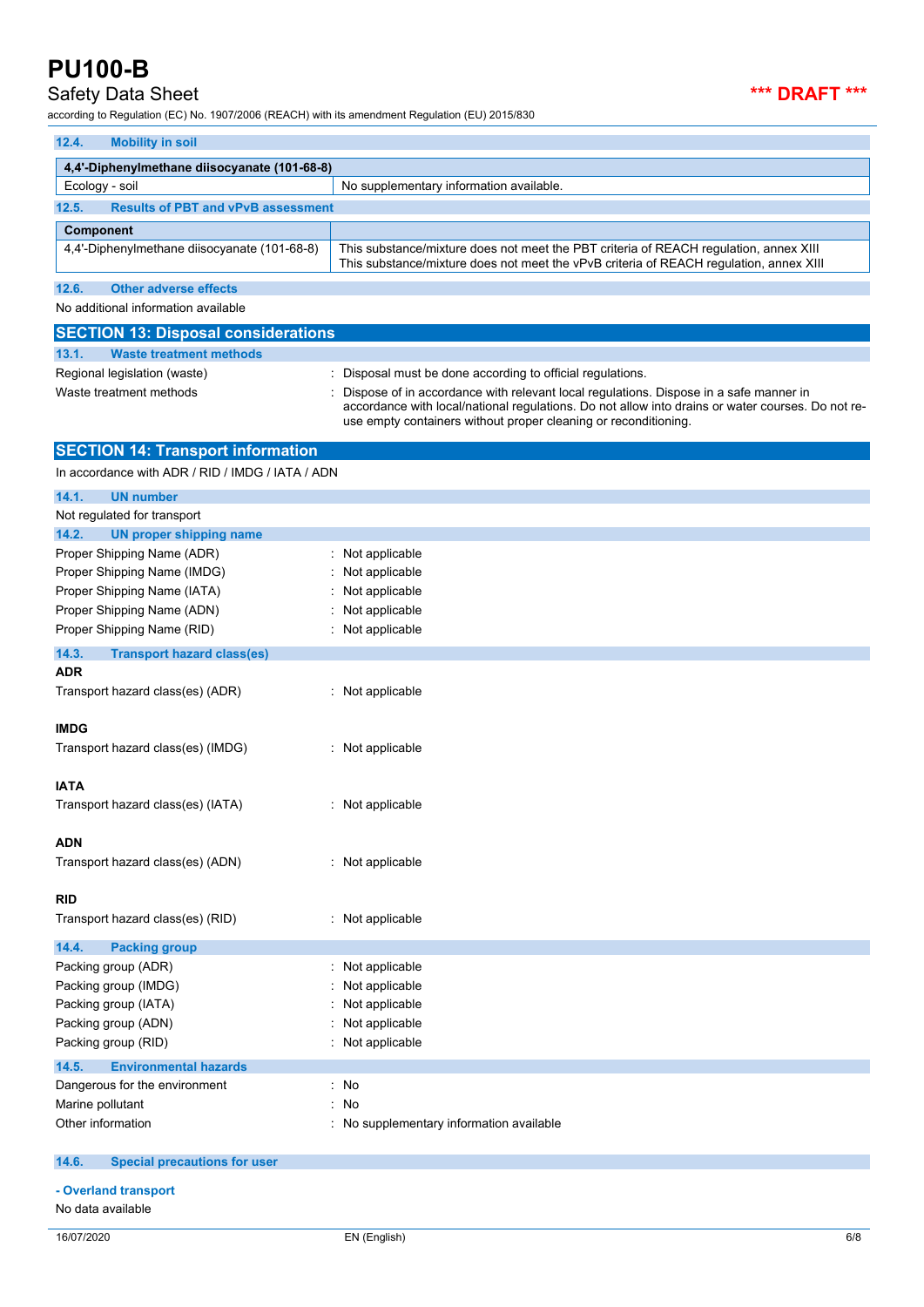### 12.4. Mobility in soil

| 4,4'-Diphenylmethane diisocyanate (101-68-8) | |
|---|---|
| Ecology - soil | No supplementary information available. |

### 12.5. Results of PBT and vPvB assessment

| Component | |
|---|---|
| 4,4'-Diphenylmethane diisocyanate (101-68-8) | This substance/mixture does not meet the PBT criteria of REACH regulation, annex XIII<br>This substance/mixture does not meet the vPvB criteria of REACH regulation, annex XIII |

### 12.6. Other adverse effects

No additional information available

## SECTION 13: Disposal considerations

### 13.1. Waste treatment methods

Regional legislation (waste) : Disposal must be done according to official regulations.

Waste treatment methods : Dispose of in accordance with relevant local regulations. Dispose in a safe manner in accordance with local/national regulations. Do not allow into drains or water courses. Do not re-use empty containers without proper cleaning or reconditioning.

## SECTION 14: Transport information

In accordance with ADR / RID / IMDG / IATA / ADN

### 14.1. UN number

Not regulated for transport

### 14.2. UN proper shipping name

Proper Shipping Name (ADR) : Not applicable

Proper Shipping Name (IMDG) : Not applicable

Proper Shipping Name (IATA) : Not applicable

Proper Shipping Name (ADN) : Not applicable

Proper Shipping Name (RID) : Not applicable

### 14.3. Transport hazard class(es)

**ADR**

Transport hazard class(es) (ADR) : Not applicable

**IMDG**

Transport hazard class(es) (IMDG) : Not applicable

**IATA**

Transport hazard class(es) (IATA) : Not applicable

**ADN**

Transport hazard class(es) (ADN) : Not applicable

**RID**

Transport hazard class(es) (RID) : Not applicable

### 14.4. Packing group

Packing group (ADR) : Not applicable

Packing group (IMDG) : Not applicable

Packing group (IATA) : Not applicable

Packing group (ADN) : Not applicable

Packing group (RID) : Not applicable

### 14.5. Environmental hazards

Dangerous for the environment : No

Marine pollutant : No

Other information : No supplementary information available

### 14.6. Special precautions for user

**- Overland transport**

No data available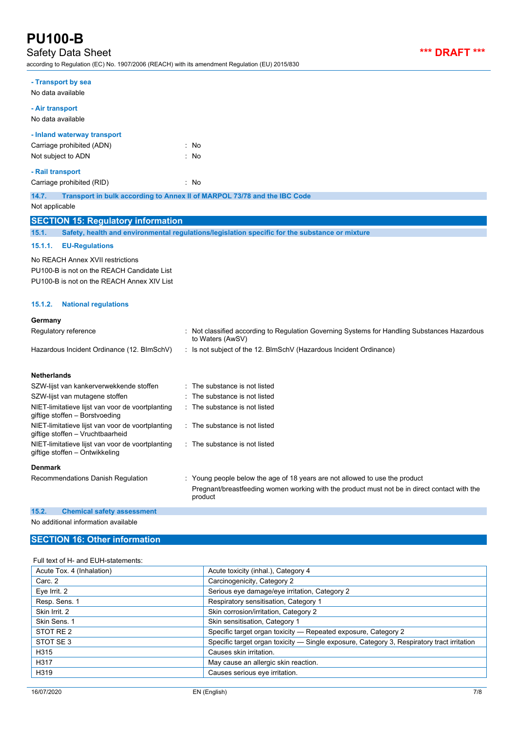**- Transport by sea**

No data available

**- Air transport**

No data available

**- Inland waterway transport**

| | |
|---|---|
| Carriage prohibited (ADN) | : No |
| Not subject to ADN | : No |

**- Rail transport**

| | |
|---|---|
| Carriage prohibited (RID) | : No |

### 14.7. Transport in bulk according to Annex II of MARPOL 73/78 and the IBC Code

Not applicable

## SECTION 15: Regulatory information

### 15.1. Safety, health and environmental regulations/legislation specific for the substance or mixture

#### 15.1.1. EU-Regulations

No REACH Annex XVII restrictions

PU100-B is not on the REACH Candidate List

PU100-B is not on the REACH Annex XIV List

#### 15.1.2. National regulations

**Germany**

| | |
|---|---|
| Regulatory reference | : Not classified according to Regulation Governing Systems for Handling Substances Hazardous to Waters (AwSV) |
| Hazardous Incident Ordinance (12. BImSchV) | : Is not subject of the 12. BlmSchV (Hazardous Incident Ordinance) |

**Netherlands**

| | |
|---|---|
| SZW-lijst van kankerverwekkende stoffen | : The substance is not listed |
| SZW-lijst van mutagene stoffen | : The substance is not listed |
| NIET-limitatieve lijst van voor de voortplanting giftige stoffen – Borstvoeding | : The substance is not listed |
| NIET-limitatieve lijst van voor de voortplanting giftige stoffen – Vruchtbaarheid | : The substance is not listed |
| NIET-limitatieve lijst van voor de voortplanting giftige stoffen – Ontwikkeling | : The substance is not listed |

**Denmark**

| | |
|---|---|
| Recommendations Danish Regulation | : Young people below the age of 18 years are not allowed to use the product<br>Pregnant/breastfeeding women working with the product must not be in direct contact with the product |

### 15.2. Chemical safety assessment

No additional information available

## SECTION 16: Other information

Full text of H- and EUH-statements:

| | |
|---|---|
| Acute Tox. 4 (Inhalation) | Acute toxicity (inhal.), Category 4 |
| Carc. 2 | Carcinogenicity, Category 2 |
| Eye Irrit. 2 | Serious eye damage/eye irritation, Category 2 |
| Resp. Sens. 1 | Respiratory sensitisation, Category 1 |
| Skin Irrit. 2 | Skin corrosion/irritation, Category 2 |
| Skin Sens. 1 | Skin sensitisation, Category 1 |
| STOT RE 2 | Specific target organ toxicity — Repeated exposure, Category 2 |
| STOT SE 3 | Specific target organ toxicity — Single exposure, Category 3, Respiratory tract irritation |
| H315 | Causes skin irritation. |
| H317 | May cause an allergic skin reaction. |
| H319 | Causes serious eye irritation. |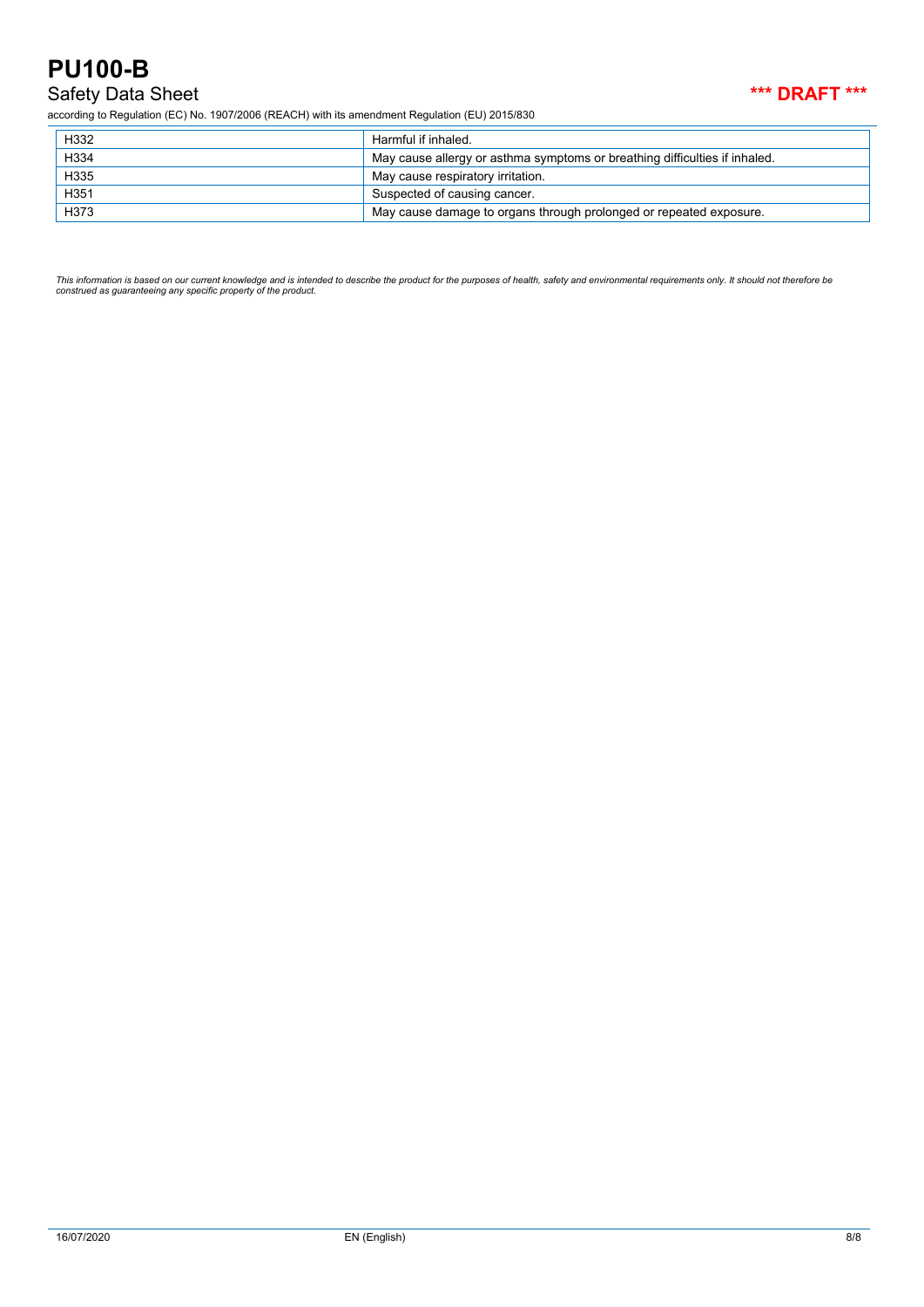| | |
|---|---|
| H332 | Harmful if inhaled. |
| H334 | May cause allergy or asthma symptoms or breathing difficulties if inhaled. |
| H335 | May cause respiratory irritation. |
| H351 | Suspected of causing cancer. |
| H373 | May cause damage to organs through prolonged or repeated exposure. |

*This information is based on our current knowledge and is intended to describe the product for the purposes of health, safety and environmental requirements only. It should not therefore be construed as guaranteeing any specific property of the product.*